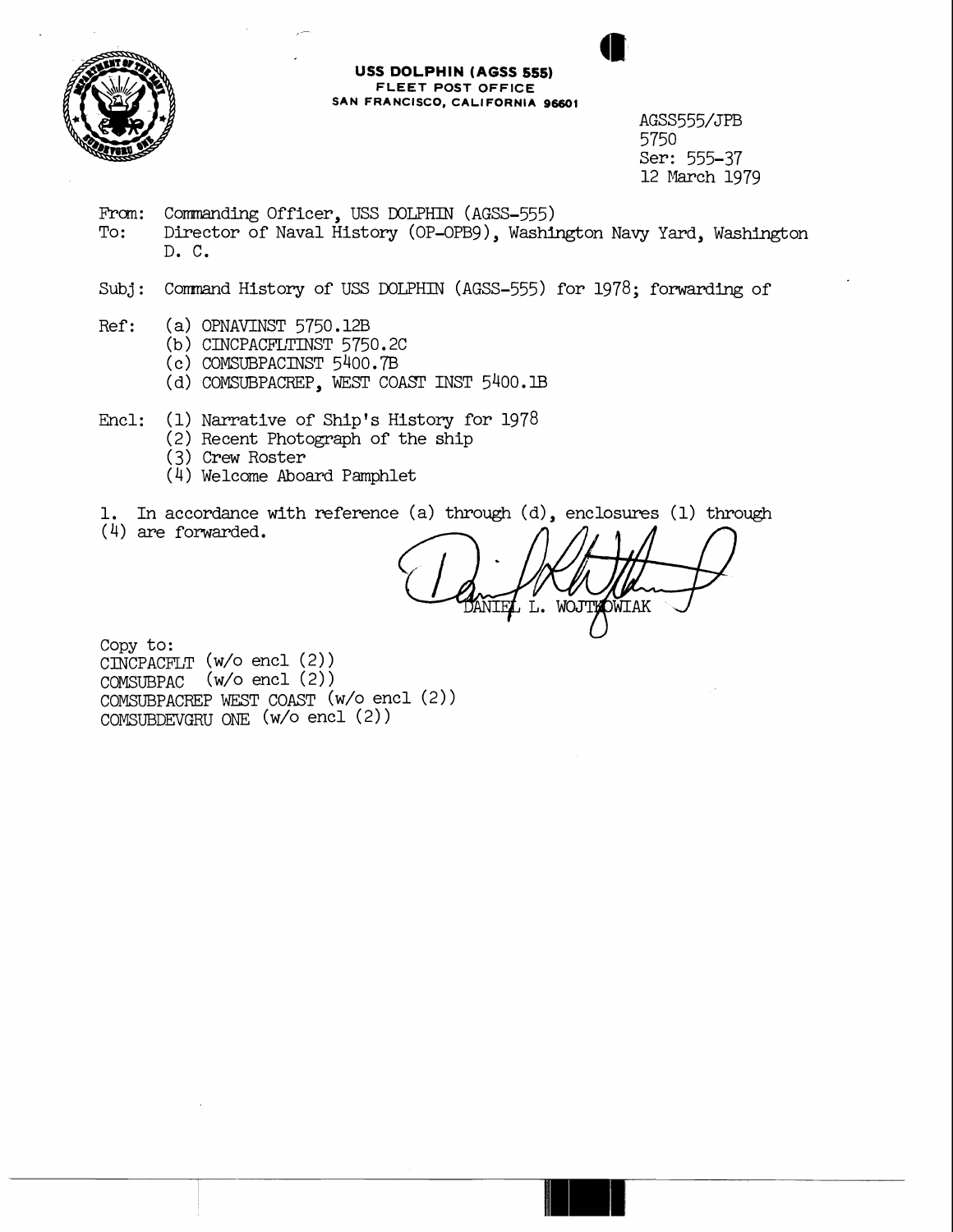**USS DOLPHIN (AGSS 555)**
**FLEET POST OFFICE**
**SAN FRANCISCO, CALIFORNIA 96601**

AGSS555/JPB
5750
Ser: 555-37
12 March 1979

From: Commanding Officer, USS DOLPHIN (AGSS-555)
To: Director of Naval History (OP-OPB9), Washington Navy Yard, Washington D. C.

Subj: Command History of USS DOLPHIN (AGSS-555) for 1978; forwarding of

Ref:
(a) OPNAVINST 5750.12B
(b) CINCPACFLTINST 5750.2C
(c) COMSUBPACINST 5400.7B
(d) COMSUBPACREP, WEST COAST INST 5400.1B

Encl:
(1) Narrative of Ship's History for 1978
(2) Recent Photograph of the ship
(3) Crew Roster
(4) Welcome Aboard Pamphlet

1. In accordance with reference (a) through (d), enclosures (1) through (4) are forwarded.

DANIEL L. WOJTKOWIAK

Copy to:
CINCPACFLT (w/o encl (2))
COMSUBPAC (w/o encl (2))
COMSUBPACREP WEST COAST (w/o encl (2))
COMSUBDEVGRU ONE (w/o encl (2))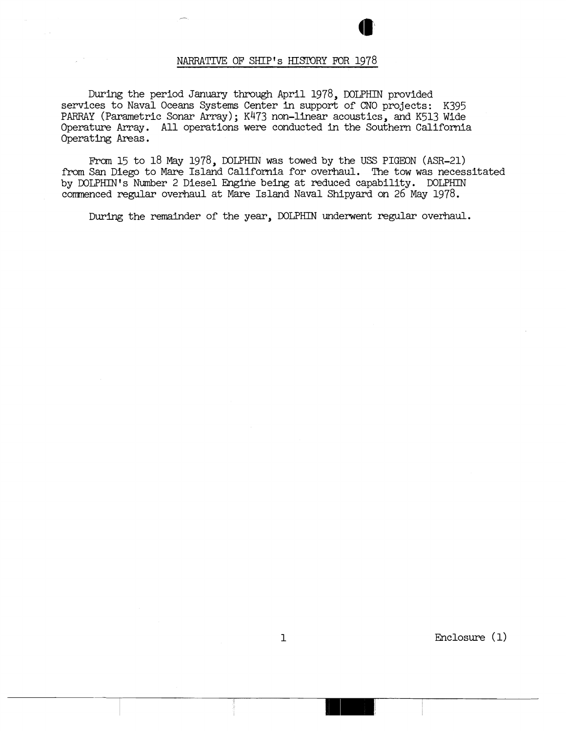# NARRATIVE OF SHIP's HISTORY FOR 1978

During the period January through April 1978, DOLPHIN provided services to Naval Oceans Systems Center in support of CNO projects: K395 PARRAY (Parametric Sonar Array); K473 non-linear acoustics, and K513 Wide Operature Array. All operations were conducted in the Southern California Operating Areas.

From 15 to 18 May 1978, DOLPHIN was towed by the USS PIGEON (ASR-21) from San Diego to Mare Island California for overhaul. The tow was necessitated by DOLPHIN's Number 2 Diesel Engine being at reduced capability. DOLPHIN commenced regular overhaul at Mare Island Naval Shipyard on 26 May 1978.

During the remainder of the year, DOLPHIN underwent regular overhaul.

Enclosure (1)